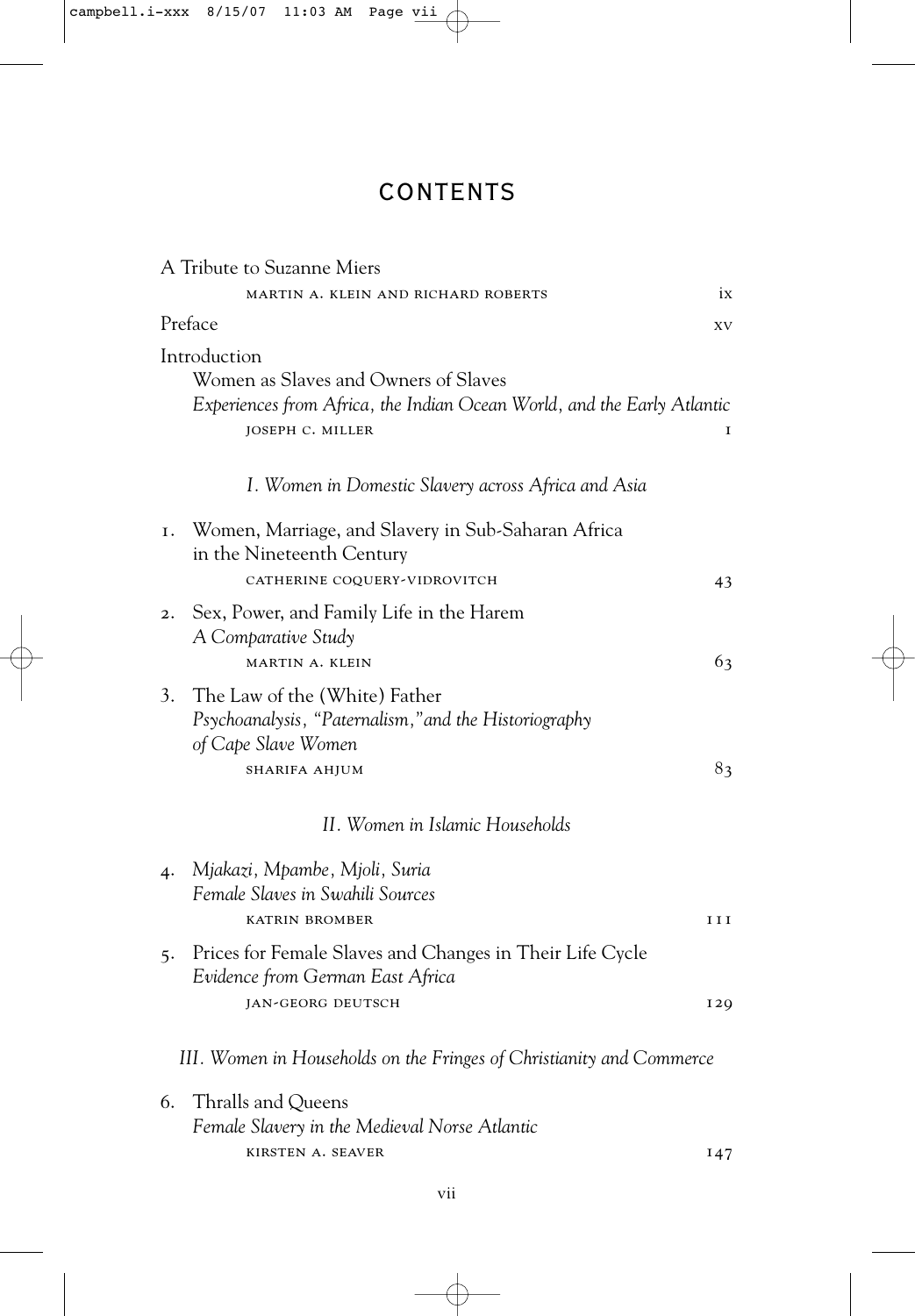# CONTENTS

A Tribute to Suzanne Miers
MARTIN A. KLEIN AND RICHARD ROBERTS — ix

Preface — xv

Introduction
Women as Slaves and Owners of Slaves
*Experiences from Africa, the Indian Ocean World, and the Early Atlantic*
JOSEPH C. MILLER — 1

*I. Women in Domestic Slavery across Africa and Asia*

1. Women, Marriage, and Slavery in Sub-Saharan Africa in the Nineteenth Century
   CATHERINE COQUERY-VIDROVITCH — 43

2. Sex, Power, and Family Life in the Harem
   *A Comparative Study*
   MARTIN A. KLEIN — 63

3. The Law of the (White) Father
   *Psychoanalysis, "Paternalism," and the Historiography of Cape Slave Women*
   SHARIFA AHJUM — 83

*II. Women in Islamic Households*

4. *Mjakazi, Mpambe, Mjoli, Suria*
   *Female Slaves in Swahili Sources*
   KATRIN BROMBER — 111

5. Prices for Female Slaves and Changes in Their Life Cycle
   *Evidence from German East Africa*
   JAN-GEORG DEUTSCH — 129

*III. Women in Households on the Fringes of Christianity and Commerce*

6. Thralls and Queens
   *Female Slavery in the Medieval Norse Atlantic*
   KIRSTEN A. SEAVER — 147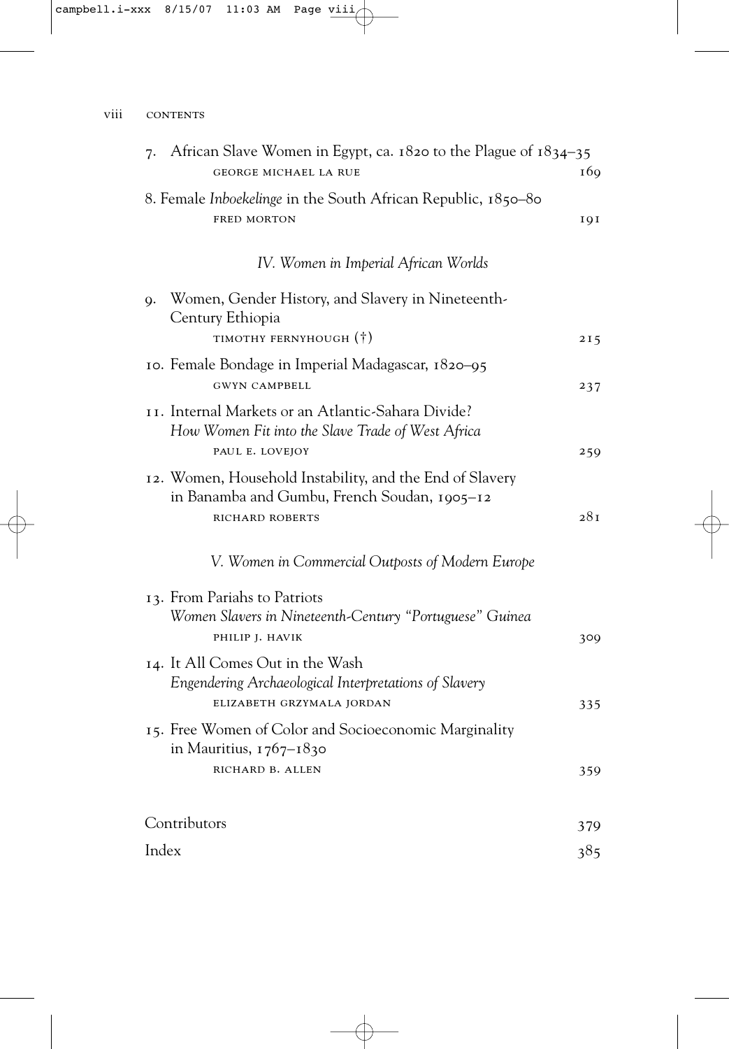7. African Slave Women in Egypt, ca. 1820 to the Plague of 1834–35
   GEORGE MICHAEL LA RUE 169

8. Female *Inboekelinge* in the South African Republic, 1850–80
   FRED MORTON 191

### IV. Women in Imperial African Worlds

9. Women, Gender History, and Slavery in Nineteenth-Century Ethiopia
   TIMOTHY FERNYHOUGH (†) 215

10. Female Bondage in Imperial Madagascar, 1820–95
    GWYN CAMPBELL 237

11. Internal Markets or an Atlantic-Sahara Divide? *How Women Fit into the Slave Trade of West Africa*
    PAUL E. LOVEJOY 259

12. Women, Household Instability, and the End of Slavery in Banamba and Gumbu, French Soudan, 1905–12
    RICHARD ROBERTS 281

### V. Women in Commercial Outposts of Modern Europe

13. From Pariahs to Patriots *Women Slavers in Nineteenth-Century "Portuguese" Guinea*
    PHILIP J. HAVIK 309

14. It All Comes Out in the Wash *Engendering Archaeological Interpretations of Slavery*
    ELIZABETH GRZYMALA JORDAN 335

15. Free Women of Color and Socioeconomic Marginality in Mauritius, 1767–1830
    RICHARD B. ALLEN 359

Contributors 379

Index 385